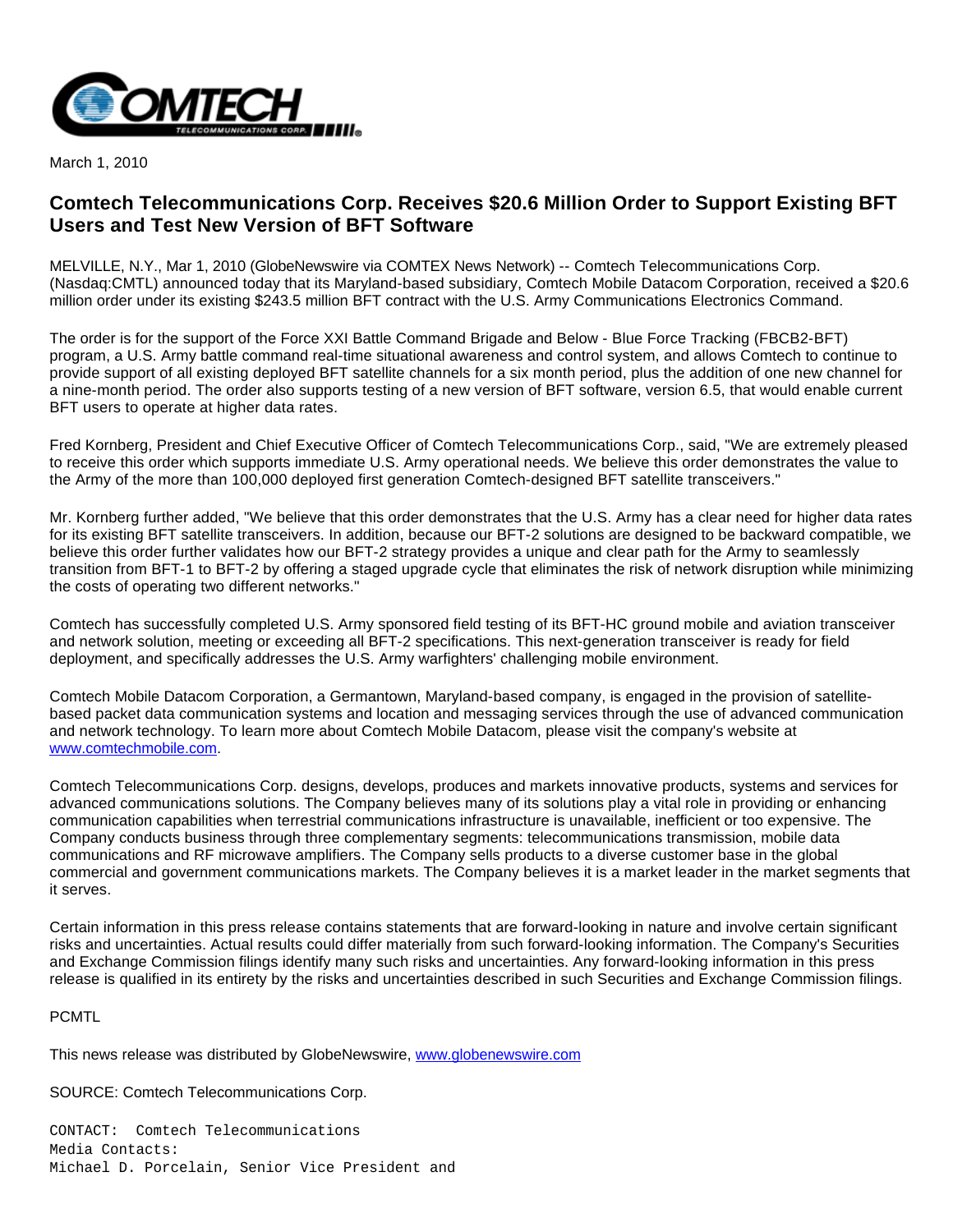March 1, 2010

# Comtech Telecommunications Corp. Receives $20.6 Million Order to Support Existing BFT Users and Test New Version of BFT Software

MELVILLE, N.Y., Mar 1, 2010 (GlobeNewswire via COMTEX News Network) -- Comtech Telecommunications Corp. (Nasdaq:CMTL) announced today that its Maryland-based subsidiary, Comtech Mobile Datacom Corporation, received a $20.6 million order under its existing $243.5 million BFT contract with the U.S. Army Communications Electronics Command.

The order is for the support of the Force XXI Battle Command Brigade and Below - Blue Force Tracking (FBCB2-BFT) program, a U.S. Army battle command real-time situational awareness and control system, and allows Comtech to continue to provide support of all existing deployed BFT satellite channels for a six month period, plus the addition of one new channel for a nine-month period. The order also supports testing of a new version of BFT software, version 6.5, that would enable current BFT users to operate at higher data rates.

Fred Kornberg, President and Chief Executive Officer of Comtech Telecommunications Corp., said, "We are extremely pleased to receive this order which supports immediate U.S. Army operational needs. We believe this order demonstrates the value to the Army of the more than 100,000 deployed first generation Comtech-designed BFT satellite transceivers."

Mr. Kornberg further added, "We believe that this order demonstrates that the U.S. Army has a clear need for higher data rates for its existing BFT satellite transceivers. In addition, because our BFT-2 solutions are designed to be backward compatible, we believe this order further validates how our BFT-2 strategy provides a unique and clear path for the Army to seamlessly transition from BFT-1 to BFT-2 by offering a staged upgrade cycle that eliminates the risk of network disruption while minimizing the costs of operating two different networks."

Comtech has successfully completed U.S. Army sponsored field testing of its BFT-HC ground mobile and aviation transceiver and network solution, meeting or exceeding all BFT-2 specifications. This next-generation transceiver is ready for field deployment, and specifically addresses the U.S. Army warfighters' challenging mobile environment.

Comtech Mobile Datacom Corporation, a Germantown, Maryland-based company, is engaged in the provision of satellite-based packet data communication systems and location and messaging services through the use of advanced communication and network technology. To learn more about Comtech Mobile Datacom, please visit the company's website at www.comtechmobile.com.

Comtech Telecommunications Corp. designs, develops, produces and markets innovative products, systems and services for advanced communications solutions. The Company believes many of its solutions play a vital role in providing or enhancing communication capabilities when terrestrial communications infrastructure is unavailable, inefficient or too expensive. The Company conducts business through three complementary segments: telecommunications transmission, mobile data communications and RF microwave amplifiers. The Company sells products to a diverse customer base in the global commercial and government communications markets. The Company believes it is a market leader in the market segments that it serves.

Certain information in this press release contains statements that are forward-looking in nature and involve certain significant risks and uncertainties. Actual results could differ materially from such forward-looking information. The Company's Securities and Exchange Commission filings identify many such risks and uncertainties. Any forward-looking information in this press release is qualified in its entirety by the risks and uncertainties described in such Securities and Exchange Commission filings.

PCMTL

This news release was distributed by GlobeNewswire, www.globenewswire.com

SOURCE: Comtech Telecommunications Corp.

```
CONTACT:  Comtech Telecommunications
Media Contacts:
Michael D. Porcelain, Senior Vice President and
```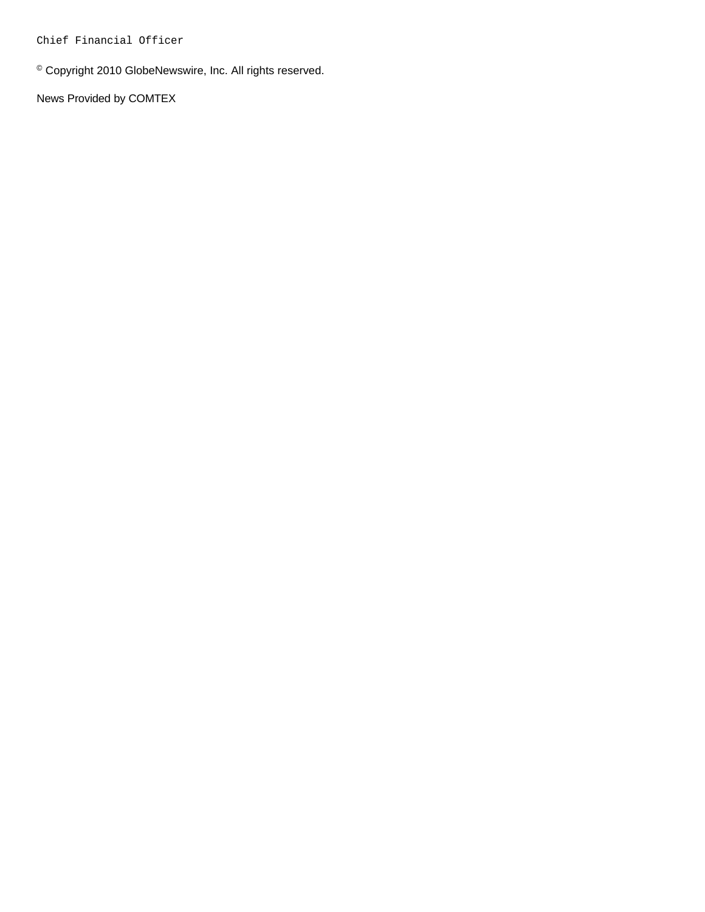```
Chief Financial Officer
```

© Copyright 2010 GlobeNewswire, Inc. All rights reserved.

News Provided by COMTEX